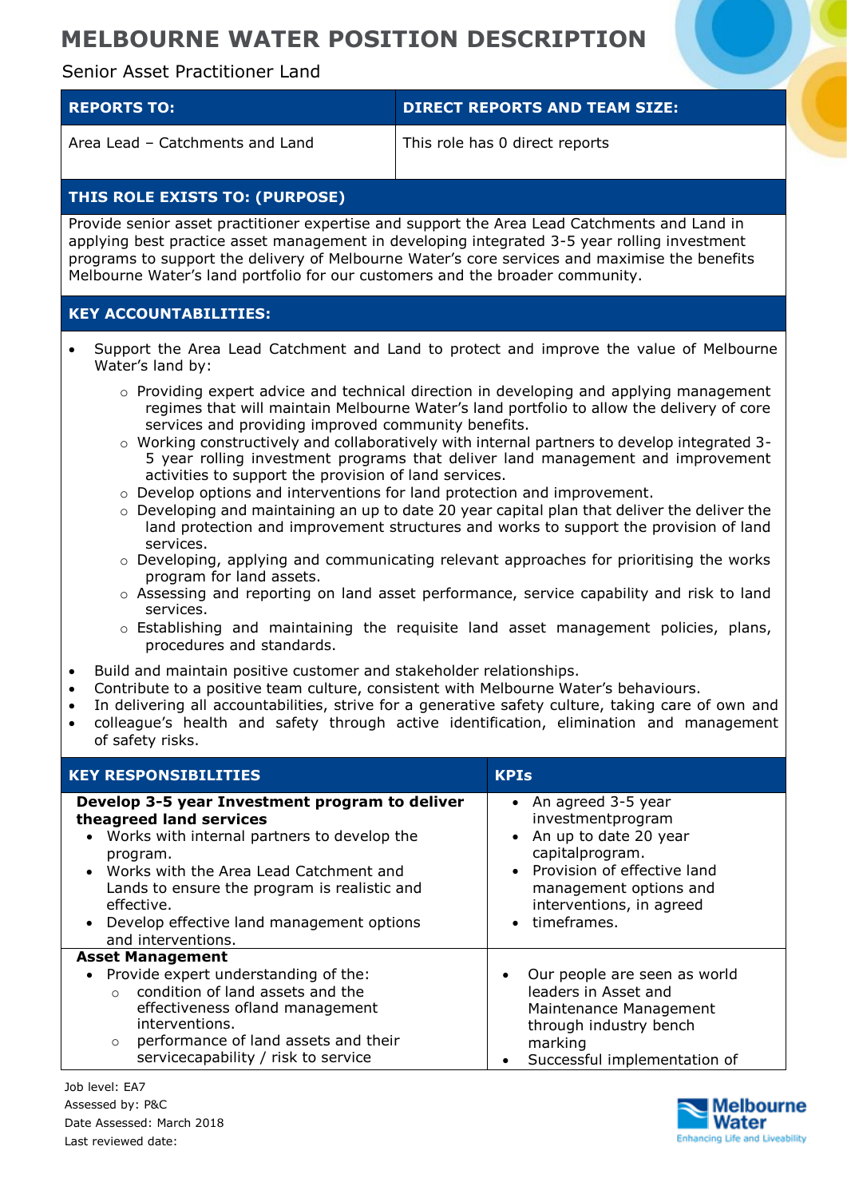# MELBOURNE WATER POSITION DESCRIPTION

Senior Asset Practitioner Land

| REPORTS TO: | DIRECT REPORTS AND TEAM SIZE: |
|---|---|
| Area Lead – Catchments and Land | This role has 0 direct reports |

## THIS ROLE EXISTS TO: (PURPOSE)

Provide senior asset practitioner expertise and support the Area Lead Catchments and Land in applying best practice asset management in developing integrated 3-5 year rolling investment programs to support the delivery of Melbourne Water's core services and maximise the benefits Melbourne Water's land portfolio for our customers and the broader community.

## KEY ACCOUNTABILITIES:

- Support the Area Lead Catchment and Land to protect and improve the value of Melbourne Water's land by:
  - Providing expert advice and technical direction in developing and applying management regimes that will maintain Melbourne Water's land portfolio to allow the delivery of core services and providing improved community benefits.
  - Working constructively and collaboratively with internal partners to develop integrated 3-5 year rolling investment programs that deliver land management and improvement activities to support the provision of land services.
  - Develop options and interventions for land protection and improvement.
  - Developing and maintaining an up to date 20 year capital plan that deliver the deliver the land protection and improvement structures and works to support the provision of land services.
  - Developing, applying and communicating relevant approaches for prioritising the works program for land assets.
  - Assessing and reporting on land asset performance, service capability and risk to land services.
  - Establishing and maintaining the requisite land asset management policies, plans, procedures and standards.
- Build and maintain positive customer and stakeholder relationships.
- Contribute to a positive team culture, consistent with Melbourne Water's behaviours.
- In delivering all accountabilities, strive for a generative safety culture, taking care of own and
- colleague's health and safety through active identification, elimination and management of safety risks.

| KEY RESPONSIBILITIES | KPIs |
|---|---|
| **Develop 3-5 year Investment program to deliver theagreed land services**<br>• Works with internal partners to develop the program.<br>• Works with the Area Lead Catchment and Lands to ensure the program is realistic and effective.<br>• Develop effective land management options and interventions. | • An agreed 3-5 year investmentprogram<br>• An up to date 20 year capitalprogram.<br>• Provision of effective land management options and interventions, in agreed<br>• timeframes. |
| **Asset Management**<br>• Provide expert understanding of the:<br>  ○ condition of land assets and the effectiveness ofland management interventions.<br>  ○ performance of land assets and their servicecapability / risk to service | • Our people are seen as world leaders in Asset and Maintenance Management through industry bench marking<br>• Successful implementation of |

Job level: EA7
Assessed by: P&C
Date Assessed: March 2018
Last reviewed date: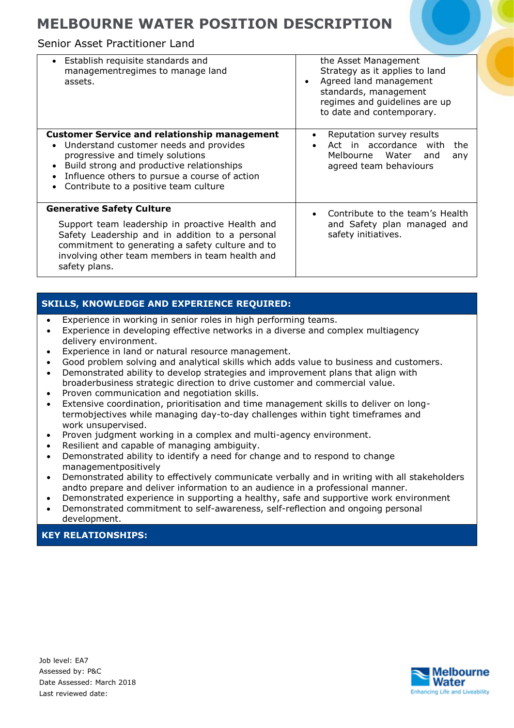| | |
|---|---|
| • Establish requisite standards and managementregimes to manage land assets. | the Asset Management Strategy as it applies to land<br>• Agreed land management standards, management regimes and guidelines are up to date and contemporary. |
| **Customer Service and relationship management**<br>• Understand customer needs and provides progressive and timely solutions<br>• Build strong and productive relationships<br>• Influence others to pursue a course of action<br>• Contribute to a positive team culture | • Reputation survey results<br>• Act in accordance with the Melbourne Water and any agreed team behaviours |
| **Generative Safety Culture**<br>Support team leadership in proactive Health and Safety Leadership and in addition to a personal commitment to generating a safety culture and to involving other team members in team health and safety plans. | • Contribute to the team's Health and Safety plan managed and safety initiatives. |

## SKILLS, KNOWLEDGE AND EXPERIENCE REQUIRED:

- Experience in working in senior roles in high performing teams.
- Experience in developing effective networks in a diverse and complex multiagency delivery environment.
- Experience in land or natural resource management.
- Good problem solving and analytical skills which adds value to business and customers.
- Demonstrated ability to develop strategies and improvement plans that align with broaderbusiness strategic direction to drive customer and commercial value.
- Proven communication and negotiation skills.
- Extensive coordination, prioritisation and time management skills to deliver on long-termobjectives while managing day-to-day challenges within tight timeframes and work unsupervised.
- Proven judgment working in a complex and multi-agency environment.
- Resilient and capable of managing ambiguity.
- Demonstrated ability to identify a need for change and to respond to change managementpositively
- Demonstrated ability to effectively communicate verbally and in writing with all stakeholders andto prepare and deliver information to an audience in a professional manner.
- Demonstrated experience in supporting a healthy, safe and supportive work environment
- Demonstrated commitment to self-awareness, self-reflection and ongoing personal development.

## KEY RELATIONSHIPS:

Job level: EA7
Assessed by: P&C
Date Assessed: March 2018
Last reviewed date: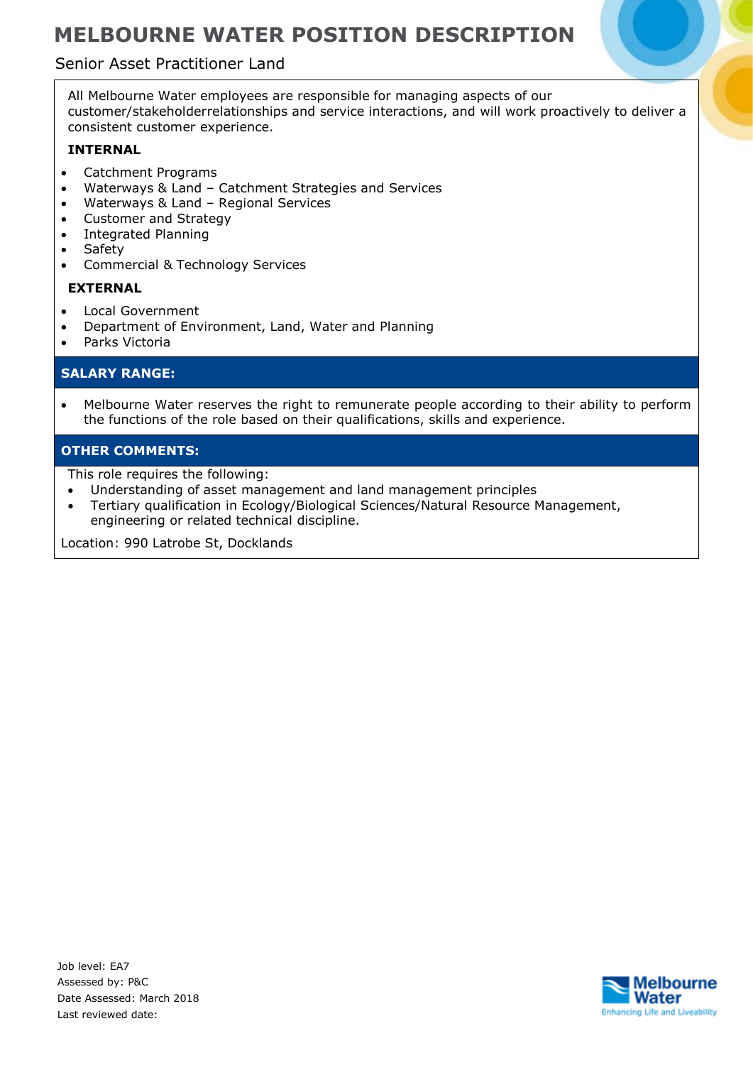# MELBOURNE WATER POSITION DESCRIPTION

Senior Asset Practitioner Land

All Melbourne Water employees are responsible for managing aspects of our customer/stakeholderrelationships and service interactions, and will work proactively to deliver a consistent customer experience.

**INTERNAL**

- Catchment Programs
- Waterways & Land – Catchment Strategies and Services
- Waterways & Land – Regional Services
- Customer and Strategy
- Integrated Planning
- Safety
- Commercial & Technology Services

**EXTERNAL**

- Local Government
- Department of Environment, Land, Water and Planning
- Parks Victoria

## SALARY RANGE:

- Melbourne Water reserves the right to remunerate people according to their ability to perform the functions of the role based on their qualifications, skills and experience.

## OTHER COMMENTS:

This role requires the following:

- Understanding of asset management and land management principles
- Tertiary qualification in Ecology/Biological Sciences/Natural Resource Management, engineering or related technical discipline.

Location: 990 Latrobe St, Docklands

Job level: EA7
Assessed by: P&C
Date Assessed: March 2018
Last reviewed date: